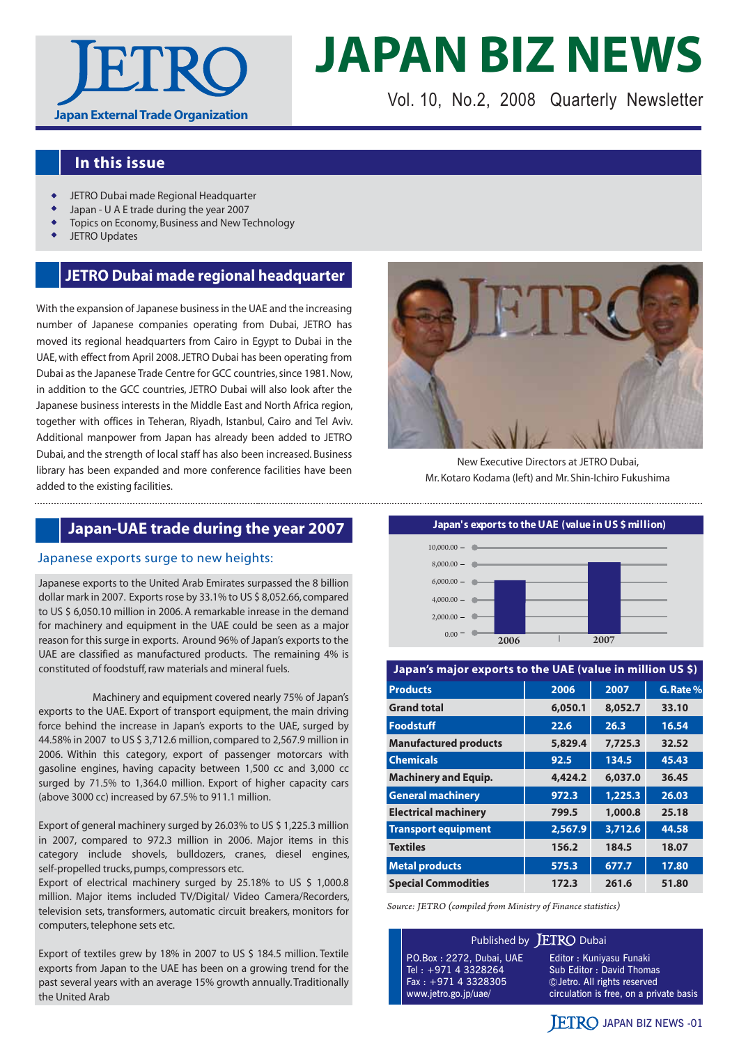# JETRO

**Japan External Trade Organization**

# JAPAN BIZ NEWS

Vol. 10, No.2, 2008 Quarterly Newsletter

## In this issue

- JETRO Dubai made Regional Headquarter
- Japan - U A E trade during the year 2007
- Topics on Economy, Business and New Technology
- JETRO Updates

## JETRO Dubai made regional headquarter

With the expansion of Japanese business in the UAE and the increasing number of Japanese companies operating from Dubai, JETRO has moved its regional headquarters from Cairo in Egypt to Dubai in the UAE, with effect from April 2008. JETRO Dubai has been operating from Dubai as the Japanese Trade Centre for GCC countries, since 1981. Now, in addition to the GCC countries, JETRO Dubai will also look after the Japanese business interests in the Middle East and North Africa region, together with offices in Teheran, Riyadh, Istanbul, Cairo and Tel Aviv. Additional manpower from Japan has already been added to JETRO Dubai, and the strength of local staff has also been increased. Business library has been expanded and more conference facilities have been added to the existing facilities.

New Executive Directors at JETRO Dubai, Mr. Kotaro Kodama (left) and Mr. Shin-Ichiro Fukushima

## Japan-UAE trade during the year 2007

### Japanese exports surge to new heights:

Japanese exports to the United Arab Emirates surpassed the 8 billion dollar mark in 2007. Exports rose by 33.1% to US $ 8,052.66, compared to US $ 6,050.10 million in 2006. A remarkable inrease in the demand for machinery and equipment in the UAE could be seen as a major reason for this surge in exports. Around 96% of Japan's exports to the UAE are classified as manufactured products. The remaining 4% is constituted of foodstuff, raw materials and mineral fuels.

Machinery and equipment covered nearly 75% of Japan's exports to the UAE. Export of transport equipment, the main driving force behind the increase in Japan's exports to the UAE, surged by 44.58% in 2007 to US $ 3,712.6 million, compared to 2,567.9 million in 2006. Within this category, export of passenger motorcars with gasoline engines, having capacity between 1,500 cc and 3,000 cc surged by 71.5% to 1,364.0 million. Export of higher capacity cars (above 3000 cc) increased by 67.5% to 911.1 million.

Export of general machinery surged by 26.03% to US $ 1,225.3 million in 2007, compared to 972.3 million in 2006. Major items in this category include shovels, bulldozers, cranes, diesel engines, self-propelled trucks, pumps, compressors etc.
Export of electrical machinery surged by 25.18% to US $ 1,000.8 million. Major items included TV/Digital/ Video Camera/Recorders, television sets, transformers, automatic circuit breakers, monitors for computers, telephone sets etc.

Export of textiles grew by 18% in 2007 to US $ 184.5 million. Textile exports from Japan to the UAE has been on a growing trend for the past several years with an average 15% growth annually. Traditionally the United Arab

**Japan's exports to the UAE (value in US $ million)**

| Year | Value |
|---|---|
| 2006 | 6,050.1 |
| 2007 | 8,052.7 |

**Japan's major exports to the UAE (value in million US $)**

| Products | 2006 | 2007 | G. Rate % |
|---|---|---|---|
| Grand total | 6,050.1 | 8,052.7 | 33.10 |
| Foodstuff | 22.6 | 26.3 | 16.54 |
| Manufactured products | 5,829.4 | 7,725.3 | 32.52 |
| Chemicals | 92.5 | 134.5 | 45.43 |
| Machinery and Equip. | 4,424.2 | 6,037.0 | 36.45 |
| General machinery | 972.3 | 1,225.3 | 26.03 |
| Electrical machinery | 799.5 | 1,000.8 | 25.18 |
| Transport equipment | 2,567.9 | 3,712.6 | 44.58 |
| Textiles | 156.2 | 184.5 | 18.07 |
| Metal products | 575.3 | 677.7 | 17.80 |
| Special Commodities | 172.3 | 261.6 | 51.80 |

*Source: JETRO (compiled from Ministry of Finance statistics)*

Published by JETRO Dubai

P.O.Box : 2272, Dubai, UAE
Tel : +971 4 3328264
Fax : +971 4 3328305
www.jetro.go.jp/uae/

Editor : Kuniyasu Funaki
Sub Editor : David Thomas
©Jetro. All rights reserved
circulation is free, on a private basis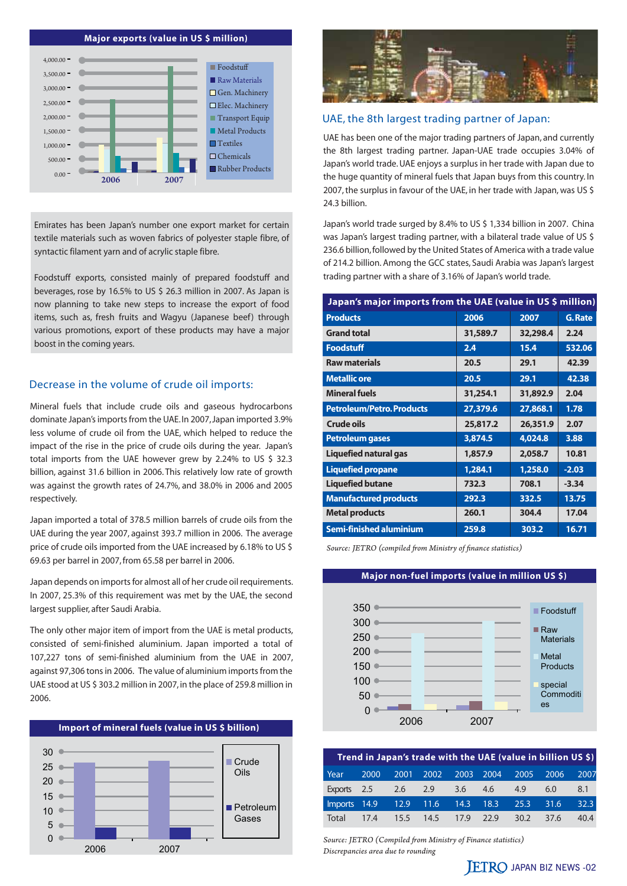**Major exports (value in US $ million)**

Emirates has been Japan's number one export market for certain textile materials such as woven fabrics of polyester staple fibre, of syntactic filament yarn and of acrylic staple fibre.

Foodstuff exports, consisted mainly of prepared foodstuff and beverages, rose by 16.5% to US $ 26.3 million in 2007. As Japan is now planning to take new steps to increase the export of food items, such as, fresh fruits and Wagyu (Japanese beef) through various promotions, export of these products may have a major boost in the coming years.

## Decrease in the volume of crude oil imports:

Mineral fuels that include crude oils and gaseous hydrocarbons dominate Japan's imports from the UAE. In 2007, Japan imported 3.9% less volume of crude oil from the UAE, which helped to reduce the impact of the rise in the price of crude oils during the year. Japan's total imports from the UAE however grew by 2.24% to US $ 32.3 billion, against 31.6 billion in 2006. This relatively low rate of growth was against the growth rates of 24.7%, and 38.0% in 2006 and 2005 respectively.

Japan imported a total of 378.5 million barrels of crude oils from the UAE during the year 2007, against 393.7 million in 2006. The average price of crude oils imported from the UAE increased by 6.18% to US $ 69.63 per barrel in 2007, from 65.58 per barrel in 2006.

Japan depends on imports for almost all of her crude oil requirements. In 2007, 25.3% of this requirement was met by the UAE, the second largest supplier, after Saudi Arabia.

The only other major item of import from the UAE is metal products, consisted of semi-finished aluminium. Japan imported a total of 107,227 tons of semi-finished aluminium from the UAE in 2007, against 97,306 tons in 2006. The value of aluminium imports from the UAE stood at US $ 303.2 million in 2007, in the place of 259.8 million in 2006.

**Import of mineral fuels (value in US $ billion)**

## UAE, the 8th largest trading partner of Japan:

UAE has been one of the major trading partners of Japan, and currently the 8th largest trading partner. Japan-UAE trade occupies 3.04% of Japan's world trade. UAE enjoys a surplus in her trade with Japan due to the huge quantity of mineral fuels that Japan buys from this country. In 2007, the surplus in favour of the UAE, in her trade with Japan, was US $ 24.3 billion.

Japan's world trade surged by 8.4% to US $ 1,334 billion in 2007. China was Japan's largest trading partner, with a bilateral trade value of US $ 236.6 billion, followed by the United States of America with a trade value of 214.2 billion. Among the GCC states, Saudi Arabia was Japan's largest trading partner with a share of 3.16% of Japan's world trade.

**Japan's major imports from the UAE (value in US $ million)**

| Products | 2006 | 2007 | G. Rate |
|---|---|---|---|
| Grand total | 31,589.7 | 32,298.4 | 2.24 |
| Foodstuff | 2.4 | 15.4 | 532.06 |
| Raw materials | 20.5 | 29.1 | 42.39 |
| Metallic ore | 20.5 | 29.1 | 42.38 |
| Mineral fuels | 31,254.1 | 31,892.9 | 2.04 |
| Petroleum/Petro. Products | 27,379.6 | 27,868.1 | 1.78 |
| Crude oils | 25,817.2 | 26,351.9 | 2.07 |
| Petroleum gases | 3,874.5 | 4,024.8 | 3.88 |
| Liquefied natural gas | 1,857.9 | 2,058.7 | 10.81 |
| Liquefied propane | 1,284.1 | 1,258.0 | -2.03 |
| Liquefied butane | 732.3 | 708.1 | -3.34 |
| Manufactured products | 292.3 | 332.5 | 13.75 |
| Metal products | 260.1 | 304.4 | 17.04 |
| Semi-finished aluminium | 259.8 | 303.2 | 16.71 |

*Source: JETRO (compiled from Ministry of finance statistics)*

**Major non-fuel imports (value in million US $)**

**Trend in Japan's trade with the UAE (value in billion US $)**

| Year | 2000 | 2001 | 2002 | 2003 | 2004 | 2005 | 2006 | 2007 |
|---|---|---|---|---|---|---|---|---|
| Exports | 2.5 | 2.6 | 2.9 | 3.6 | 4.6 | 4.9 | 6.0 | 8.1 |
| Imports | 14.9 | 12.9 | 11.6 | 14.3 | 18.3 | 25.3 | 31.6 | 32.3 |
| Total | 17.4 | 15.5 | 14.5 | 17.9 | 22.9 | 30.2 | 37.6 | 40.4 |

*Source: JETRO (Compiled from Ministry of Finance statistics)*
*Discrepancies area due to rounding*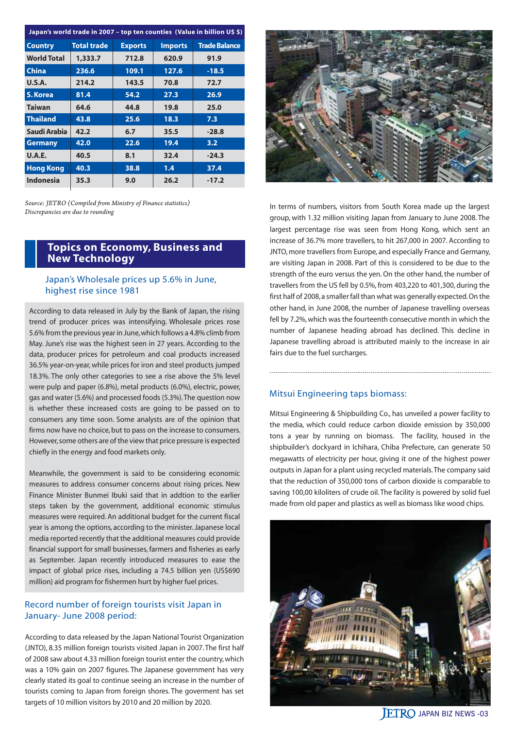| Japan's world trade in 2007 – top ten counties (Value in billion U$ $) | | | | |
|---|---|---|---|---|
| **Country** | **Total trade** | **Exports** | **Imports** | **Trade Balance** |
| World Total | 1,333.7 | 712.8 | 620.9 | 91.9 |
| China | 236.6 | 109.1 | 127.6 | -18.5 |
| U.S.A. | 214.2 | 143.5 | 70.8 | 72.7 |
| S. Korea | 81.4 | 54.2 | 27.3 | 26.9 |
| Taiwan | 64.6 | 44.8 | 19.8 | 25.0 |
| Thailand | 43.8 | 25.6 | 18.3 | 7.3 |
| Saudi Arabia | 42.2 | 6.7 | 35.5 | -28.8 |
| Germany | 42.0 | 22.6 | 19.4 | 3.2 |
| U.A.E. | 40.5 | 8.1 | 32.4 | -24.3 |
| Hong Kong | 40.3 | 38.8 | 1.4 | 37.4 |
| Indonesia | 35.3 | 9.0 | 26.2 | -17.2 |

*Source: JETRO (Compiled from Ministry of Finance statistics)*
*Discrepancies are due to rounding*

## Topics on Economy, Business and New Technology

### Japan's Wholesale prices up 5.6% in June, highest rise since 1981

According to data released in July by the Bank of Japan, the rising trend of producer prices was intensifying. Wholesale prices rose 5.6% from the previous year in June, which follows a 4.8% climb from May. June's rise was the highest seen in 27 years. According to the data, producer prices for petroleum and coal products increased 36.5% year-on-year, while prices for iron and steel products jumped 18.3%. The only other categories to see a rise above the 5% level were pulp and paper (6.8%), metal products (6.0%), electric, power, gas and water (5.6%) and processed foods (5.3%). The question now is whether these increased costs are going to be passed on to consumers any time soon. Some analysts are of the opinion that firms now have no choice, but to pass on the increase to consumers. However, some others are of the view that price pressure is expected chiefly in the energy and food markets only.

Meanwhile, the government is said to be considering economic measures to address consumer concerns about rising prices. New Finance Minister Bunmei Ibuki said that in addtion to the earlier steps taken by the government, additional economic stimulus measures were required. An additional budget for the current fiscal year is among the options, according to the minister. Japanese local media reported recently that the additional measures could provide financial support for small businesses, farmers and fisheries as early as September. Japan recently introduced measures to ease the impact of global price rises, including a 74.5 billion yen (US$690 million) aid program for fishermen hurt by higher fuel prices.

### Record number of foreign tourists visit Japan in January- June 2008 period:

According to data released by the Japan National Tourist Organization (JNTO), 8.35 million foreign tourists visited Japan in 2007. The first half of 2008 saw about 4.33 million foreign tourist enter the country, which was a 10% gain on 2007 figures. The Japanese government has very clearly stated its goal to continue seeing an increase in the number of tourists coming to Japan from foreign shores. The goverment has set targets of 10 million visitors by 2010 and 20 million by 2020.

In terms of numbers, visitors from South Korea made up the largest group, with 1.32 million visiting Japan from January to June 2008. The largest percentage rise was seen from Hong Kong, which sent an increase of 36.7% more travellers, to hit 267,000 in 2007. According to JNTO, more travellers from Europe, and especially France and Germany, are visiting Japan in 2008. Part of this is considered to be due to the strength of the euro versus the yen. On the other hand, the number of travellers from the US fell by 0.5%, from 403,220 to 401,300, during the first half of 2008, a smaller fall than what was generally expected. On the other hand, in June 2008, the number of Japanese travelling overseas fell by 7.2%, which was the fourteenth consecutive month in which the number of Japanese heading abroad has declined. This decline in Japanese travelling abroad is attributed mainly to the increase in air fairs due to the fuel surcharges.

### Mitsui Engineering taps biomass:

Mitsui Engineering & Shipbuilding Co., has unveiled a power facility to the media, which could reduce carbon dioxide emission by 350,000 tons a year by running on biomass. The facility, housed in the shipbuilder's dockyard in Ichihara, Chiba Prefecture, can generate 50 megawatts of electricity per hour, giving it one of the highest power outputs in Japan for a plant using recycled materials. The company said that the reduction of 350,000 tons of carbon dioxide is comparable to saving 100,00 kiloliters of crude oil. The facility is powered by solid fuel made from old paper and plastics as well as biomass like wood chips.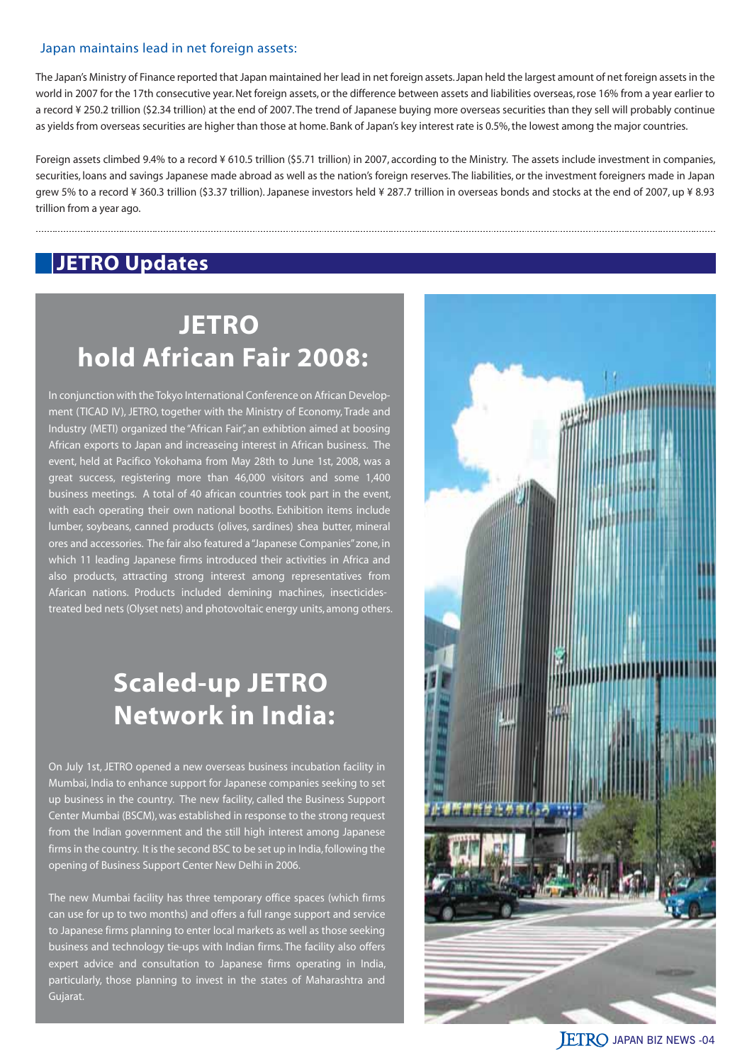## Japan maintains lead in net foreign assets:

The Japan's Ministry of Finance reported that Japan maintained her lead in net foreign assets. Japan held the largest amount of net foreign assets in the world in 2007 for the 17th consecutive year. Net foreign assets, or the difference between assets and liabilities overseas, rose 16% from a year earlier to a record ¥ 250.2 trillion ($2.34 trillion) at the end of 2007. The trend of Japanese buying more overseas securities than they sell will probably continue as yields from overseas securities are higher than those at home. Bank of Japan's key interest rate is 0.5%, the lowest among the major countries.

Foreign assets climbed 9.4% to a record ¥ 610.5 trillion ($5.71 trillion) in 2007, according to the Ministry. The assets include investment in companies, securities, loans and savings Japanese made abroad as well as the nation's foreign reserves. The liabilities, or the investment foreigners made in Japan grew 5% to a record ¥ 360.3 trillion ($3.37 trillion). Japanese investors held ¥ 287.7 trillion in overseas bonds and stocks at the end of 2007, up ¥ 8.93 trillion from a year ago.

# JETRO Updates

## JETRO hold African Fair 2008:

In conjunction with the Tokyo International Conference on African Development (TICAD IV), JETRO, together with the Ministry of Economy, Trade and Industry (METI) organized the "African Fair", an exhibtion aimed at boosing African exports to Japan and increaseing interest in African business. The event, held at Pacifico Yokohama from May 28th to June 1st, 2008, was a great success, registering more than 46,000 visitors and some 1,400 business meetings. A total of 40 african countries took part in the event, with each operating their own national booths. Exhibition items include lumber, soybeans, canned products (olives, sardines) shea butter, mineral ores and accessories. The fair also featured a "Japanese Companies" zone, in which 11 leading Japanese firms introduced their activities in Africa and also products, attracting strong interest among representatives from Afarican nations. Products included demining machines, insecticides-treated bed nets (Olyset nets) and photovoltaic energy units, among others.

## Scaled-up JETRO Network in India:

On July 1st, JETRO opened a new overseas business incubation facility in Mumbai, India to enhance support for Japanese companies seeking to set up business in the country. The new facility, called the Business Support Center Mumbai (BSCM), was established in response to the strong request from the Indian government and the still high interest among Japanese firms in the country. It is the second BSC to be set up in India, following the opening of Business Support Center New Delhi in 2006.

The new Mumbai facility has three temporary office spaces (which firms can use for up to two months) and offers a full range support and service to Japanese firms planning to enter local markets as well as those seeking business and technology tie-ups with Indian firms. The facility also offers expert advice and consultation to Japanese firms operating in India, particularly, those planning to invest in the states of Maharashtra and Gujarat.